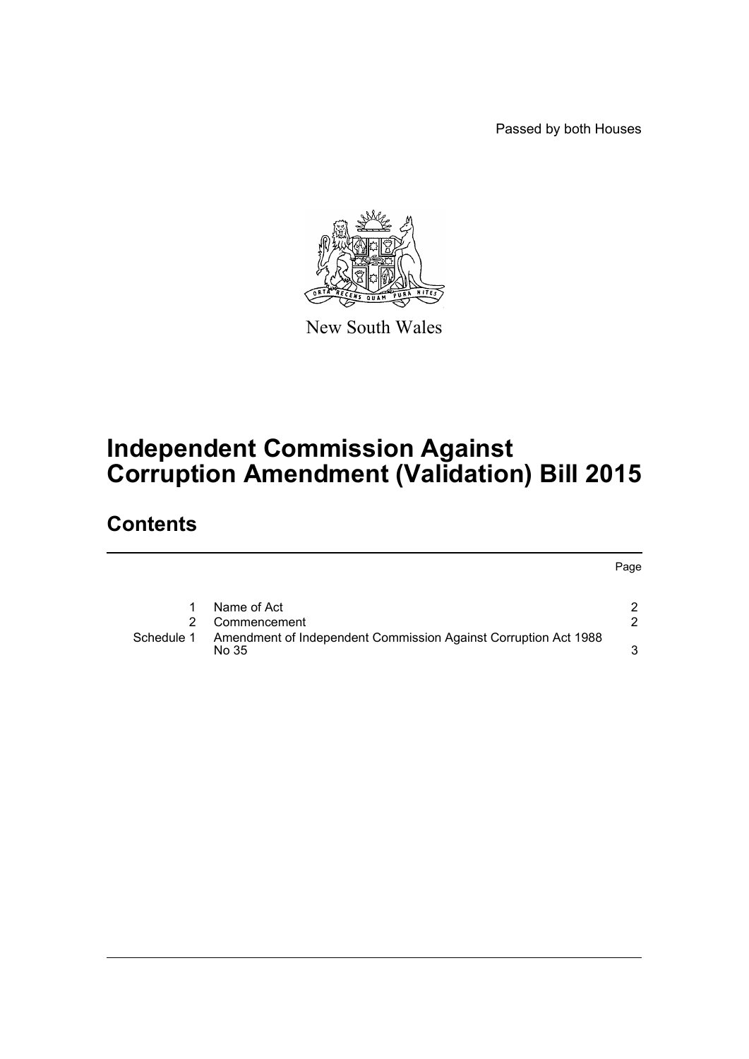Passed by both Houses

New South Wales

# Independent Commission Against Corruption Amendment (Validation) Bill 2015

## Contents

| | | Page |
|---|---|---|
| 1 | Name of Act | 2 |
| 2 | Commencement | 2 |
| Schedule 1 | Amendment of Independent Commission Against Corruption Act 1988 No 35 | 3 |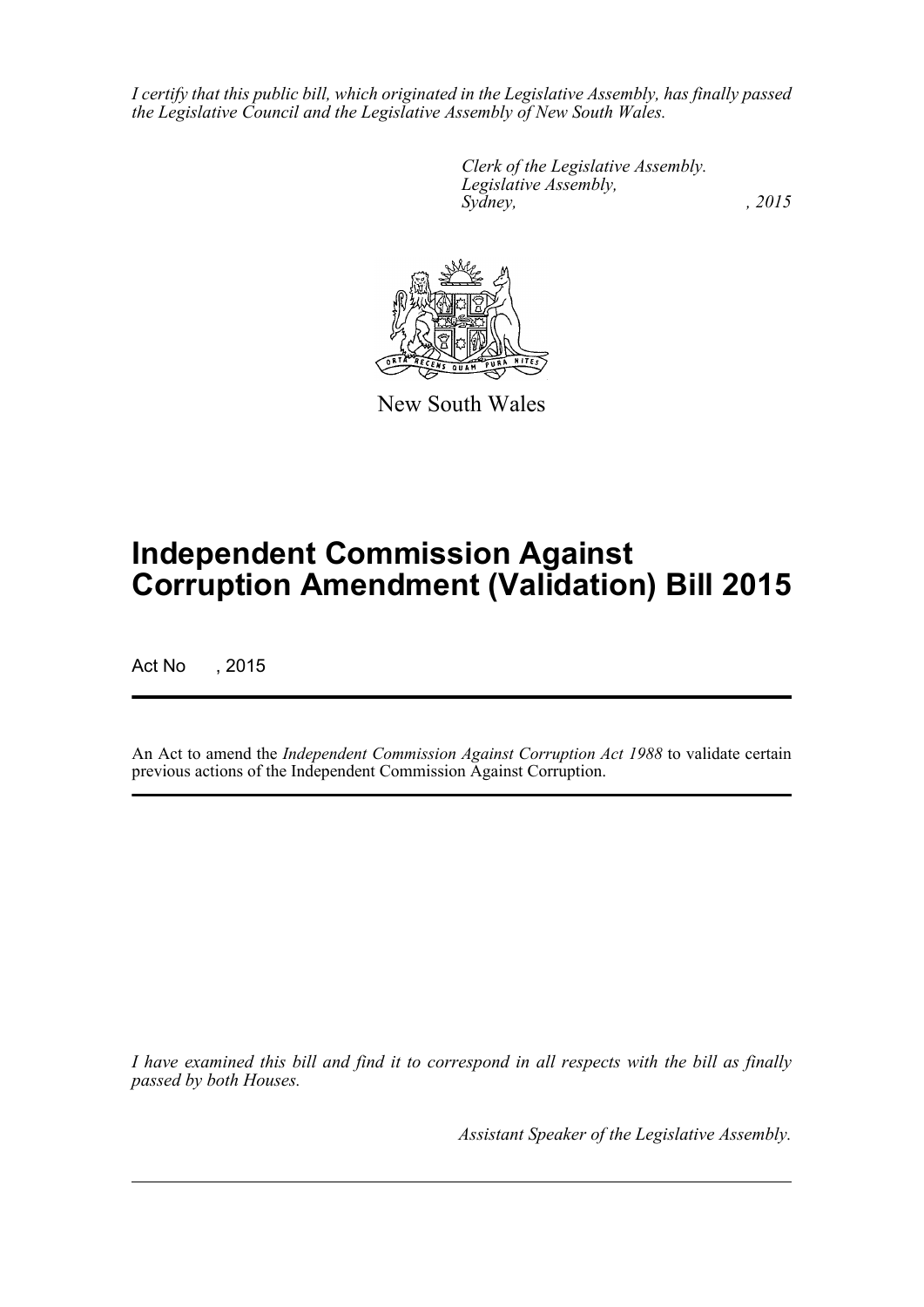*I certify that this public bill, which originated in the Legislative Assembly, has finally passed the Legislative Council and the Legislative Assembly of New South Wales.*

*Clerk of the Legislative Assembly.*
*Legislative Assembly,*
*Sydney, , 2015*

New South Wales

# Independent Commission Against Corruption Amendment (Validation) Bill 2015

Act No , 2015

An Act to amend the *Independent Commission Against Corruption Act 1988* to validate certain previous actions of the Independent Commission Against Corruption.

*I have examined this bill and find it to correspond in all respects with the bill as finally passed by both Houses.*

*Assistant Speaker of the Legislative Assembly.*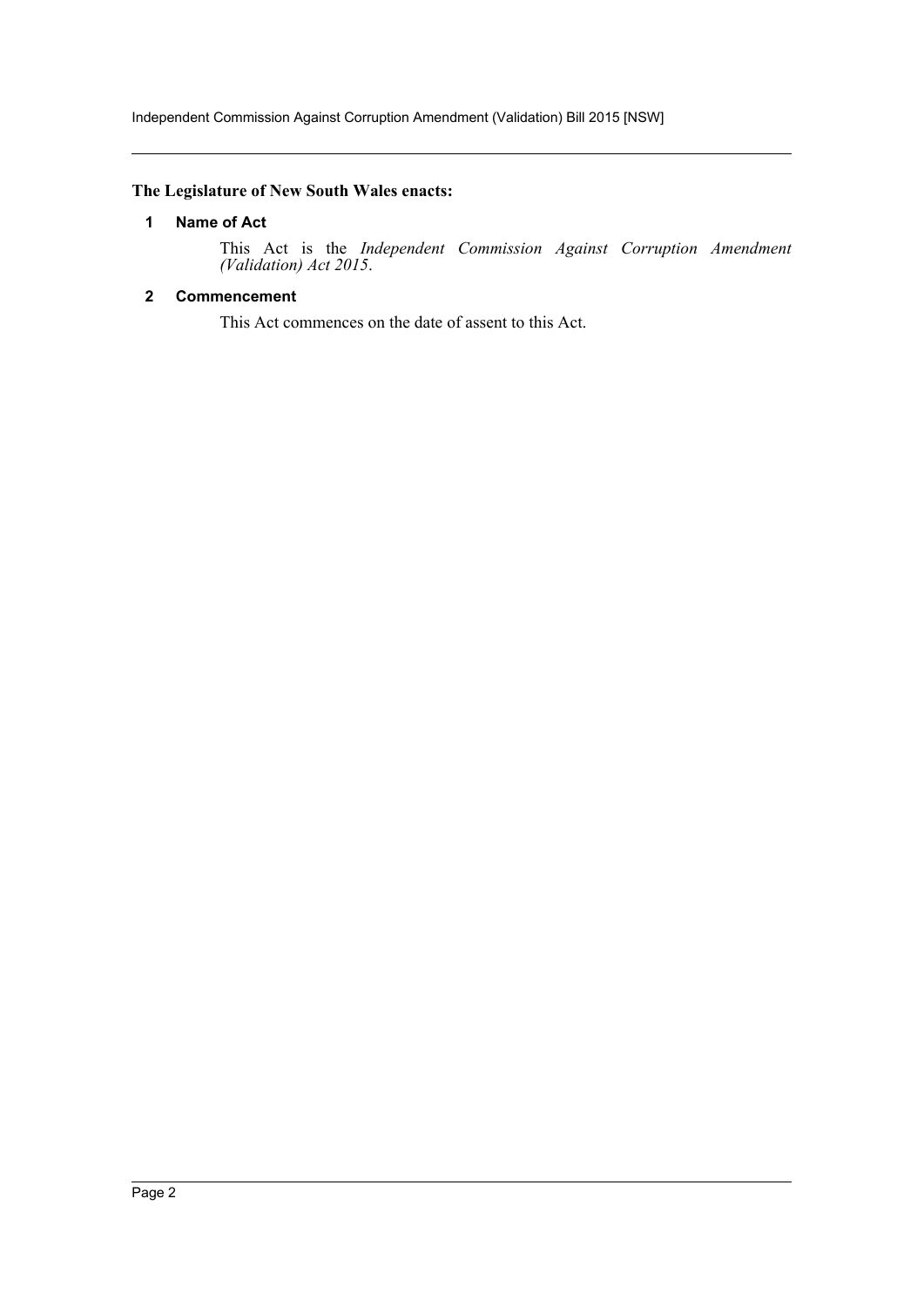**The Legislature of New South Wales enacts:**

### 1 Name of Act

This Act is the *Independent Commission Against Corruption Amendment (Validation) Act 2015*.

### 2 Commencement

This Act commences on the date of assent to this Act.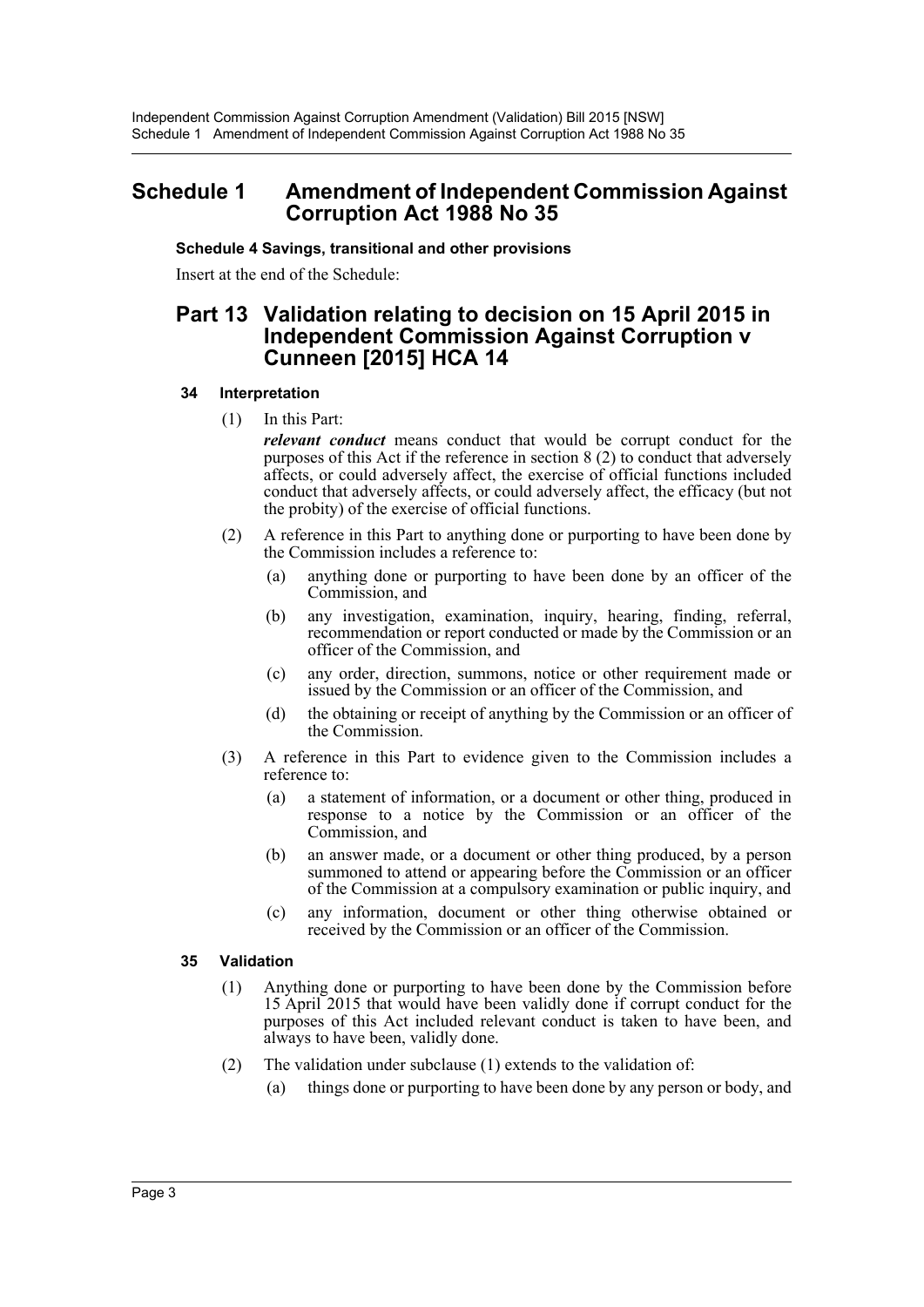# Schedule 1 Amendment of Independent Commission Against Corruption Act 1988 No 35

**Schedule 4 Savings, transitional and other provisions**

Insert at the end of the Schedule:

## Part 13 Validation relating to decision on 15 April 2015 in Independent Commission Against Corruption v Cunneen [2015] HCA 14

### 34 Interpretation

(1) In this Part:

***relevant conduct*** means conduct that would be corrupt conduct for the purposes of this Act if the reference in section 8 (2) to conduct that adversely affects, or could adversely affect, the exercise of official functions included conduct that adversely affects, or could adversely affect, the efficacy (but not the probity) of the exercise of official functions.

(2) A reference in this Part to anything done or purporting to have been done by the Commission includes a reference to:

- (a) anything done or purporting to have been done by an officer of the Commission, and
- (b) any investigation, examination, inquiry, hearing, finding, referral, recommendation or report conducted or made by the Commission or an officer of the Commission, and
- (c) any order, direction, summons, notice or other requirement made or issued by the Commission or an officer of the Commission, and
- (d) the obtaining or receipt of anything by the Commission or an officer of the Commission.

(3) A reference in this Part to evidence given to the Commission includes a reference to:

- (a) a statement of information, or a document or other thing, produced in response to a notice by the Commission or an officer of the Commission, and
- (b) an answer made, or a document or other thing produced, by a person summoned to attend or appearing before the Commission or an officer of the Commission at a compulsory examination or public inquiry, and
- (c) any information, document or other thing otherwise obtained or received by the Commission or an officer of the Commission.

### 35 Validation

(1) Anything done or purporting to have been done by the Commission before 15 April 2015 that would have been validly done if corrupt conduct for the purposes of this Act included relevant conduct is taken to have been, and always to have been, validly done.

(2) The validation under subclause (1) extends to the validation of:

- (a) things done or purporting to have been done by any person or body, and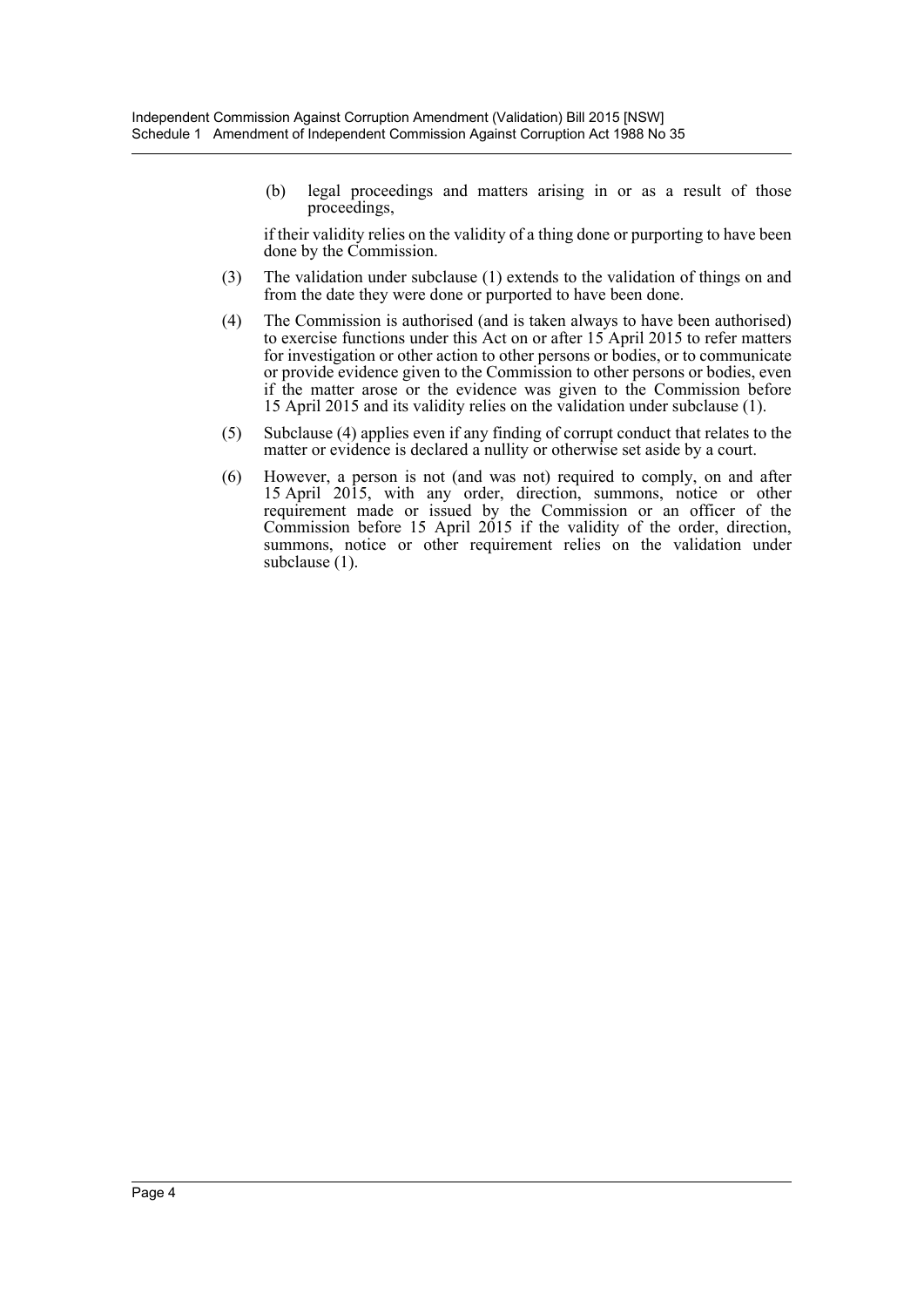(b) legal proceedings and matters arising in or as a result of those proceedings,

if their validity relies on the validity of a thing done or purporting to have been done by the Commission.

(3) The validation under subclause (1) extends to the validation of things on and from the date they were done or purported to have been done.

(4) The Commission is authorised (and is taken always to have been authorised) to exercise functions under this Act on or after 15 April 2015 to refer matters for investigation or other action to other persons or bodies, or to communicate or provide evidence given to the Commission to other persons or bodies, even if the matter arose or the evidence was given to the Commission before 15 April 2015 and its validity relies on the validation under subclause (1).

(5) Subclause (4) applies even if any finding of corrupt conduct that relates to the matter or evidence is declared a nullity or otherwise set aside by a court.

(6) However, a person is not (and was not) required to comply, on and after 15 April 2015, with any order, direction, summons, notice or other requirement made or issued by the Commission or an officer of the Commission before 15 April 2015 if the validity of the order, direction, summons, notice or other requirement relies on the validation under subclause (1).